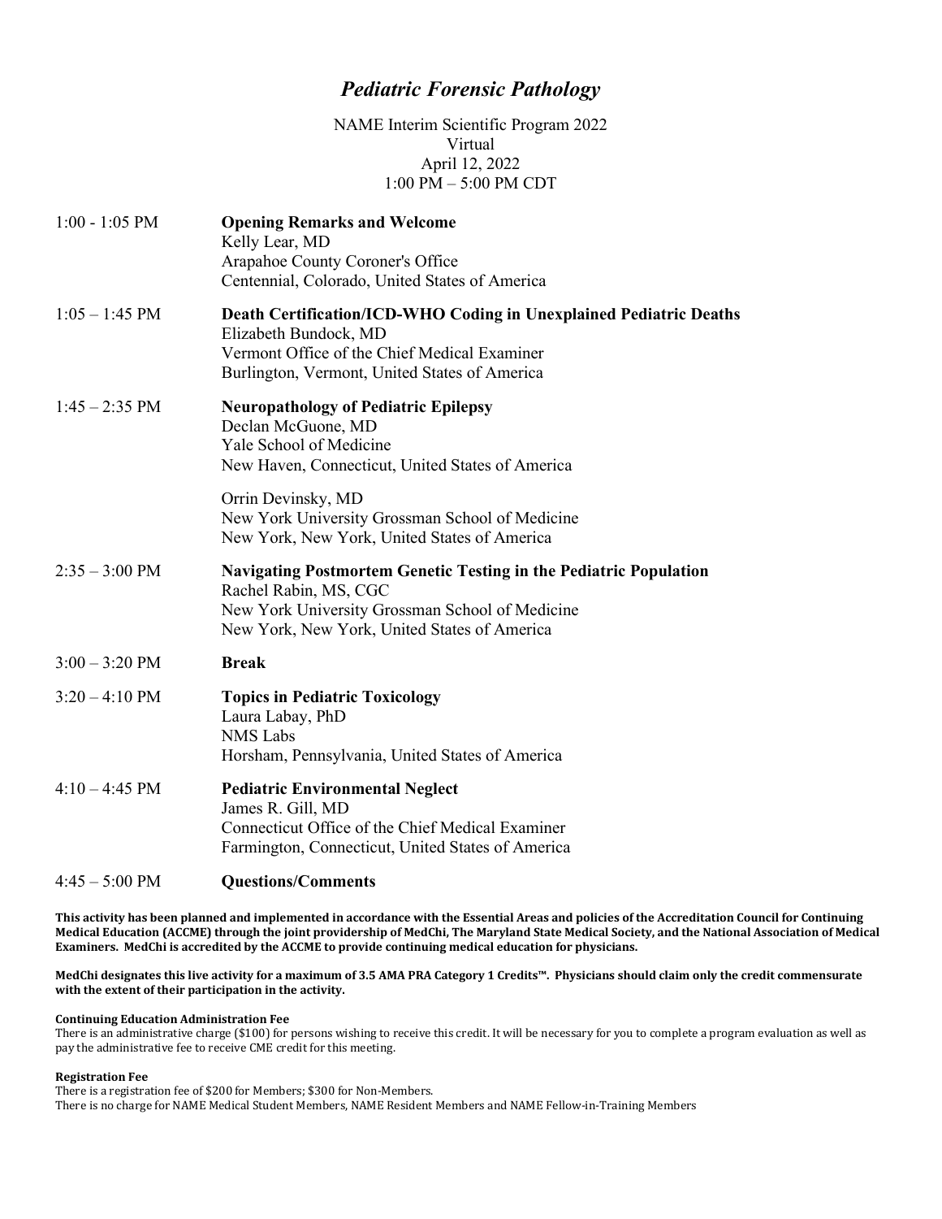# *Pediatric Forensic Pathology*

NAME Interim Scientific Program 2022
Virtual
April 12, 2022
1:00 PM – 5:00 PM CDT

| | |
|---|---|
| 1:00 - 1:05 PM | **Opening Remarks and Welcome**<br>Kelly Lear, MD<br>Arapahoe County Coroner's Office<br>Centennial, Colorado, United States of America |
| 1:05 – 1:45 PM | **Death Certification/ICD-WHO Coding in Unexplained Pediatric Deaths**<br>Elizabeth Bundock, MD<br>Vermont Office of the Chief Medical Examiner<br>Burlington, Vermont, United States of America |
| 1:45 – 2:35 PM | **Neuropathology of Pediatric Epilepsy**<br>Declan McGuone, MD<br>Yale School of Medicine<br>New Haven, Connecticut, United States of America<br><br>Orrin Devinsky, MD<br>New York University Grossman School of Medicine<br>New York, New York, United States of America |
| 2:35 – 3:00 PM | **Navigating Postmortem Genetic Testing in the Pediatric Population**<br>Rachel Rabin, MS, CGC<br>New York University Grossman School of Medicine<br>New York, New York, United States of America |
| 3:00 – 3:20 PM | **Break** |
| 3:20 – 4:10 PM | **Topics in Pediatric Toxicology**<br>Laura Labay, PhD<br>NMS Labs<br>Horsham, Pennsylvania, United States of America |
| 4:10 – 4:45 PM | **Pediatric Environmental Neglect**<br>James R. Gill, MD<br>Connecticut Office of the Chief Medical Examiner<br>Farmington, Connecticut, United States of America |
| 4:45 – 5:00 PM | **Questions/Comments** |

**This activity has been planned and implemented in accordance with the Essential Areas and policies of the Accreditation Council for Continuing Medical Education (ACCME) through the joint providership of MedChi, The Maryland State Medical Society, and the National Association of Medical Examiners. MedChi is accredited by the ACCME to provide continuing medical education for physicians.**

**MedChi designates this live activity for a maximum of 3.5 AMA PRA Category 1 Credits™. Physicians should claim only the credit commensurate with the extent of their participation in the activity.**

**Continuing Education Administration Fee**

There is an administrative charge ($100) for persons wishing to receive this credit. It will be necessary for you to complete a program evaluation as well as pay the administrative fee to receive CME credit for this meeting.

**Registration Fee**

There is a registration fee of $200 for Members; $300 for Non-Members.
There is no charge for NAME Medical Student Members, NAME Resident Members and NAME Fellow-in-Training Members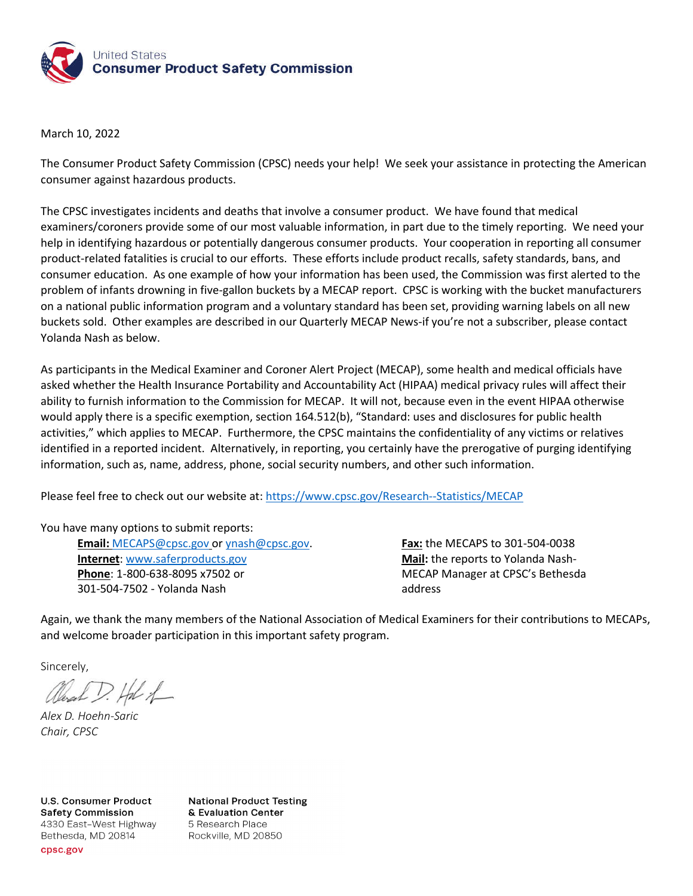United States
**Consumer Product Safety Commission**

March 10, 2022

The Consumer Product Safety Commission (CPSC) needs your help! We seek your assistance in protecting the American consumer against hazardous products.

The CPSC investigates incidents and deaths that involve a consumer product. We have found that medical examiners/coroners provide some of our most valuable information, in part due to the timely reporting. We need your help in identifying hazardous or potentially dangerous consumer products. Your cooperation in reporting all consumer product-related fatalities is crucial to our efforts. These efforts include product recalls, safety standards, bans, and consumer education. As one example of how your information has been used, the Commission was first alerted to the problem of infants drowning in five-gallon buckets by a MECAP report. CPSC is working with the bucket manufacturers on a national public information program and a voluntary standard has been set, providing warning labels on all new buckets sold. Other examples are described in our Quarterly MECAP News-if you're not a subscriber, please contact Yolanda Nash as below.

As participants in the Medical Examiner and Coroner Alert Project (MECAP), some health and medical officials have asked whether the Health Insurance Portability and Accountability Act (HIPAA) medical privacy rules will affect their ability to furnish information to the Commission for MECAP. It will not, because even in the event HIPAA otherwise would apply there is a specific exemption, section 164.512(b), "Standard: uses and disclosures for public health activities," which applies to MECAP. Furthermore, the CPSC maintains the confidentiality of any victims or relatives identified in a reported incident. Alternatively, in reporting, you certainly have the prerogative of purging identifying information, such as, name, address, phone, social security numbers, and other such information.

Please feel free to check out our website at: https://www.cpsc.gov/Research--Statistics/MECAP

You have many options to submit reports:

- **Email:** MECAPS@cpsc.gov or ynash@cpsc.gov.
- **Internet**: www.saferproducts.gov
- **Phone**: 1-800-638-8095 x7502 or 301-504-7502 - Yolanda Nash
- **Fax:** the MECAPS to 301-504-0038
- **Mail:** the reports to Yolanda Nash-MECAP Manager at CPSC's Bethesda address

Again, we thank the many members of the National Association of Medical Examiners for their contributions to MECAPs, and welcome broader participation in this important safety program.

Sincerely,

*Alex D. Hoehn-Saric*
*Chair, CPSC*

**U.S. Consumer Product Safety Commission**
4330 East-West Highway
Bethesda, MD 20814

**National Product Testing & Evaluation Center**
5 Research Place
Rockville, MD 20850

cpsc.gov